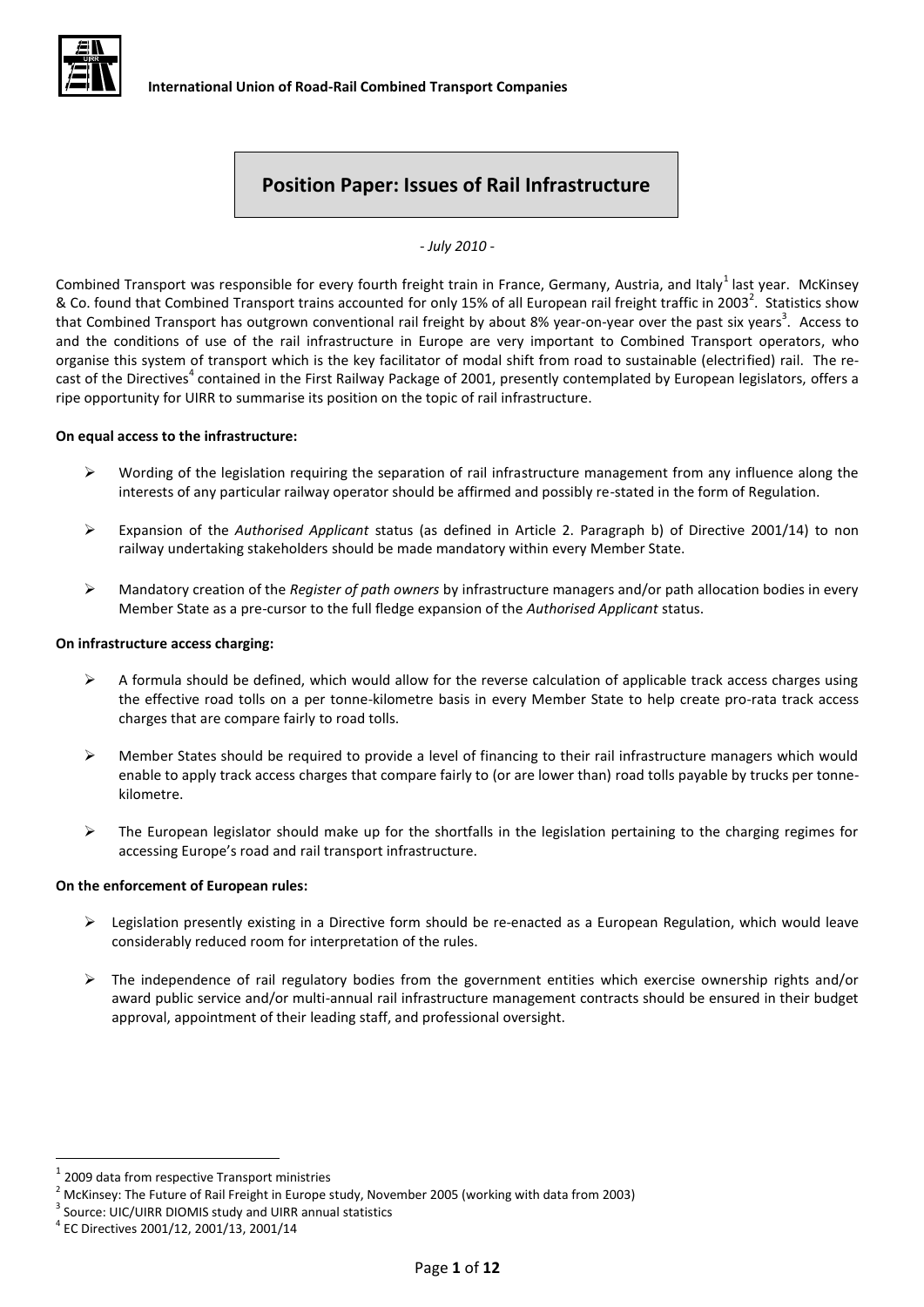International Union of Road-Rail Combined Transport Companies

# Position Paper: Issues of Rail Infrastructure

*- July 2010 -*

Combined Transport was responsible for every fourth freight train in France, Germany, Austria, and Italy[1] last year. McKinsey & Co. found that Combined Transport trains accounted for only 15% of all European rail freight traffic in 2003[2]. Statistics show that Combined Transport has outgrown conventional rail freight by about 8% year-on-year over the past six years[3]. Access to and the conditions of use of the rail infrastructure in Europe are very important to Combined Transport operators, who organise this system of transport which is the key facilitator of modal shift from road to sustainable (electrified) rail. The re-cast of the Directives[4] contained in the First Railway Package of 2001, presently contemplated by European legislators, offers a ripe opportunity for UIRR to summarise its position on the topic of rail infrastructure.

**On equal access to the infrastructure:**

- Wording of the legislation requiring the separation of rail infrastructure management from any influence along the interests of any particular railway operator should be affirmed and possibly re-stated in the form of Regulation.
- Expansion of the *Authorised Applicant* status (as defined in Article 2. Paragraph b) of Directive 2001/14) to non railway undertaking stakeholders should be made mandatory within every Member State.
- Mandatory creation of the *Register of path owners* by infrastructure managers and/or path allocation bodies in every Member State as a pre-cursor to the full fledge expansion of the *Authorised Applicant* status.

**On infrastructure access charging:**

- A formula should be defined, which would allow for the reverse calculation of applicable track access charges using the effective road tolls on a per tonne-kilometre basis in every Member State to help create pro-rata track access charges that are compare fairly to road tolls.
- Member States should be required to provide a level of financing to their rail infrastructure managers which would enable to apply track access charges that compare fairly to (or are lower than) road tolls payable by trucks per tonne-kilometre.
- The European legislator should make up for the shortfalls in the legislation pertaining to the charging regimes for accessing Europe's road and rail transport infrastructure.

**On the enforcement of European rules:**

- Legislation presently existing in a Directive form should be re-enacted as a European Regulation, which would leave considerably reduced room for interpretation of the rules.
- The independence of rail regulatory bodies from the government entities which exercise ownership rights and/or award public service and/or multi-annual rail infrastructure management contracts should be ensured in their budget approval, appointment of their leading staff, and professional oversight.

---

[1] 2009 data from respective Transport ministries

[2] McKinsey: The Future of Rail Freight in Europe study, November 2005 (working with data from 2003)

[3] Source: UIC/UIRR DIOMIS study and UIRR annual statistics

[4] EC Directives 2001/12, 2001/13, 2001/14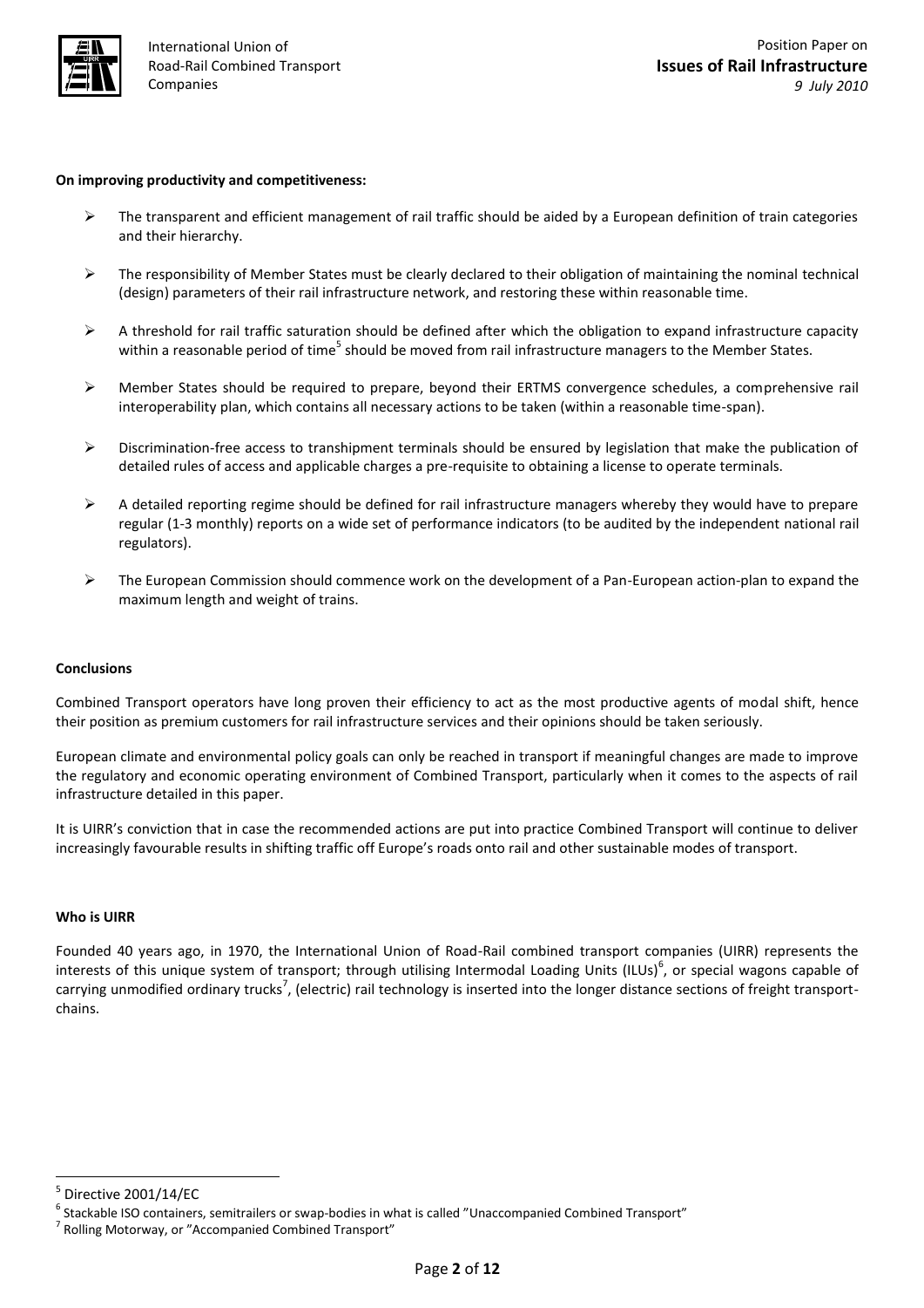**On improving productivity and competitiveness:**

- The transparent and efficient management of rail traffic should be aided by a European definition of train categories and their hierarchy.
- The responsibility of Member States must be clearly declared to their obligation of maintaining the nominal technical (design) parameters of their rail infrastructure network, and restoring these within reasonable time.
- A threshold for rail traffic saturation should be defined after which the obligation to expand infrastructure capacity within a reasonable period of time[5] should be moved from rail infrastructure managers to the Member States.
- Member States should be required to prepare, beyond their ERTMS convergence schedules, a comprehensive rail interoperability plan, which contains all necessary actions to be taken (within a reasonable time-span).
- Discrimination-free access to transhipment terminals should be ensured by legislation that make the publication of detailed rules of access and applicable charges a pre-requisite to obtaining a license to operate terminals.
- A detailed reporting regime should be defined for rail infrastructure managers whereby they would have to prepare regular (1-3 monthly) reports on a wide set of performance indicators (to be audited by the independent national rail regulators).
- The European Commission should commence work on the development of a Pan-European action-plan to expand the maximum length and weight of trains.

**Conclusions**

Combined Transport operators have long proven their efficiency to act as the most productive agents of modal shift, hence their position as premium customers for rail infrastructure services and their opinions should be taken seriously.

European climate and environmental policy goals can only be reached in transport if meaningful changes are made to improve the regulatory and economic operating environment of Combined Transport, particularly when it comes to the aspects of rail infrastructure detailed in this paper.

It is UIRR's conviction that in case the recommended actions are put into practice Combined Transport will continue to deliver increasingly favourable results in shifting traffic off Europe's roads onto rail and other sustainable modes of transport.

**Who is UIRR**

Founded 40 years ago, in 1970, the International Union of Road-Rail combined transport companies (UIRR) represents the interests of this unique system of transport; through utilising Intermodal Loading Units (ILUs)[6], or special wagons capable of carrying unmodified ordinary trucks[7], (electric) rail technology is inserted into the longer distance sections of freight transport-chains.

---

[5] Directive 2001/14/EC

[6] Stackable ISO containers, semitrailers or swap-bodies in what is called "Unaccompanied Combined Transport"

[7] Rolling Motorway, or "Accompanied Combined Transport"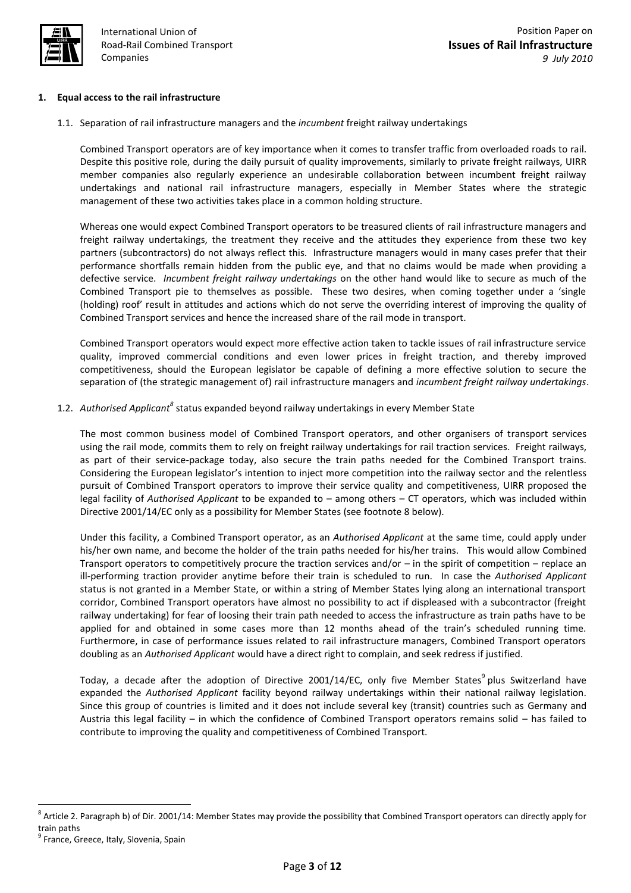## 1. Equal access to the rail infrastructure

### 1.1. Separation of rail infrastructure managers and the *incumbent* freight railway undertakings

Combined Transport operators are of key importance when it comes to transfer traffic from overloaded roads to rail. Despite this positive role, during the daily pursuit of quality improvements, similarly to private freight railways, UIRR member companies also regularly experience an undesirable collaboration between incumbent freight railway undertakings and national rail infrastructure managers, especially in Member States where the strategic management of these two activities takes place in a common holding structure.

Whereas one would expect Combined Transport operators to be treasured clients of rail infrastructure managers and freight railway undertakings, the treatment they receive and the attitudes they experience from these two key partners (subcontractors) do not always reflect this. Infrastructure managers would in many cases prefer that their performance shortfalls remain hidden from the public eye, and that no claims would be made when providing a defective service. *Incumbent freight railway undertakings* on the other hand would like to secure as much of the Combined Transport pie to themselves as possible. These two desires, when coming together under a 'single (holding) roof' result in attitudes and actions which do not serve the overriding interest of improving the quality of Combined Transport services and hence the increased share of the rail mode in transport.

Combined Transport operators would expect more effective action taken to tackle issues of rail infrastructure service quality, improved commercial conditions and even lower prices in freight traction, and thereby improved competitiveness, should the European legislator be capable of defining a more effective solution to secure the separation of (the strategic management of) rail infrastructure managers and *incumbent freight railway undertakings*.

### 1.2. *Authorised Applicant*[8] status expanded beyond railway undertakings in every Member State

The most common business model of Combined Transport operators, and other organisers of transport services using the rail mode, commits them to rely on freight railway undertakings for rail traction services. Freight railways, as part of their service-package today, also secure the train paths needed for the Combined Transport trains. Considering the European legislator's intention to inject more competition into the railway sector and the relentless pursuit of Combined Transport operators to improve their service quality and competitiveness, UIRR proposed the legal facility of *Authorised Applicant* to be expanded to – among others – CT operators, which was included within Directive 2001/14/EC only as a possibility for Member States (see footnote 8 below).

Under this facility, a Combined Transport operator, as an *Authorised Applicant* at the same time, could apply under his/her own name, and become the holder of the train paths needed for his/her trains. This would allow Combined Transport operators to competitively procure the traction services and/or – in the spirit of competition – replace an ill-performing traction provider anytime before their train is scheduled to run. In case the *Authorised Applicant* status is not granted in a Member State, or within a string of Member States lying along an international transport corridor, Combined Transport operators have almost no possibility to act if displeased with a subcontractor (freight railway undertaking) for fear of loosing their train path needed to access the infrastructure as train paths have to be applied for and obtained in some cases more than 12 months ahead of the train's scheduled running time. Furthermore, in case of performance issues related to rail infrastructure managers, Combined Transport operators doubling as an *Authorised Applicant* would have a direct right to complain, and seek redress if justified.

Today, a decade after the adoption of Directive 2001/14/EC, only five Member States[9] plus Switzerland have expanded the *Authorised Applicant* facility beyond railway undertakings within their national railway legislation. Since this group of countries is limited and it does not include several key (transit) countries such as Germany and Austria this legal facility – in which the confidence of Combined Transport operators remains solid – has failed to contribute to improving the quality and competitiveness of Combined Transport.

---

[8] Article 2. Paragraph b) of Dir. 2001/14: Member States may provide the possibility that Combined Transport operators can directly apply for train paths

[9] France, Greece, Italy, Slovenia, Spain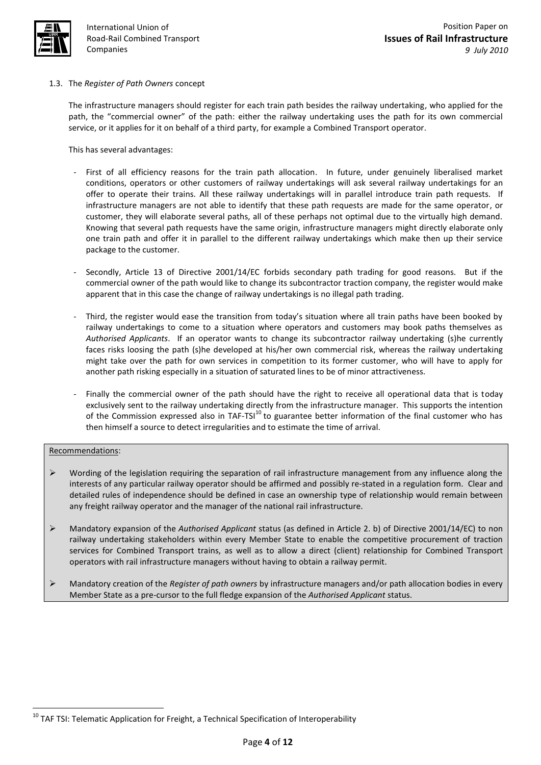### 1.3. The *Register of Path Owners* concept

The infrastructure managers should register for each train path besides the railway undertaking, who applied for the path, the "commercial owner" of the path: either the railway undertaking uses the path for its own commercial service, or it applies for it on behalf of a third party, for example a Combined Transport operator.

This has several advantages:

- First of all efficiency reasons for the train path allocation. In future, under genuinely liberalised market conditions, operators or other customers of railway undertakings will ask several railway undertakings for an offer to operate their trains. All these railway undertakings will in parallel introduce train path requests. If infrastructure managers are not able to identify that these path requests are made for the same operator, or customer, they will elaborate several paths, all of these perhaps not optimal due to the virtually high demand. Knowing that several path requests have the same origin, infrastructure managers might directly elaborate only one train path and offer it in parallel to the different railway undertakings which make then up their service package to the customer.
- Secondly, Article 13 of Directive 2001/14/EC forbids secondary path trading for good reasons. But if the commercial owner of the path would like to change its subcontractor traction company, the register would make apparent that in this case the change of railway undertakings is no illegal path trading.
- Third, the register would ease the transition from today's situation where all train paths have been booked by railway undertakings to come to a situation where operators and customers may book paths themselves as *Authorised Applicants*. If an operator wants to change its subcontractor railway undertaking (s)he currently faces risks loosing the path (s)he developed at his/her own commercial risk, whereas the railway undertaking might take over the path for own services in competition to its former customer, who will have to apply for another path risking especially in a situation of saturated lines to be of minor attractiveness.
- Finally the commercial owner of the path should have the right to receive all operational data that is today exclusively sent to the railway undertaking directly from the infrastructure manager. This supports the intention of the Commission expressed also in TAF-TSI[10] to guarantee better information of the final customer who has then himself a source to detect irregularities and to estimate the time of arrival.

Recommendations:

- Wording of the legislation requiring the separation of rail infrastructure management from any influence along the interests of any particular railway operator should be affirmed and possibly re-stated in a regulation form. Clear and detailed rules of independence should be defined in case an ownership type of relationship would remain between any freight railway operator and the manager of the national rail infrastructure.
- Mandatory expansion of the *Authorised Applicant* status (as defined in Article 2. b) of Directive 2001/14/EC) to non railway undertaking stakeholders within every Member State to enable the competitive procurement of traction services for Combined Transport trains, as well as to allow a direct (client) relationship for Combined Transport operators with rail infrastructure managers without having to obtain a railway permit.
- Mandatory creation of the *Register of path owners* by infrastructure managers and/or path allocation bodies in every Member State as a pre-cursor to the full fledge expansion of the *Authorised Applicant* status.

[10] TAF TSI: Telematic Application for Freight, a Technical Specification of Interoperability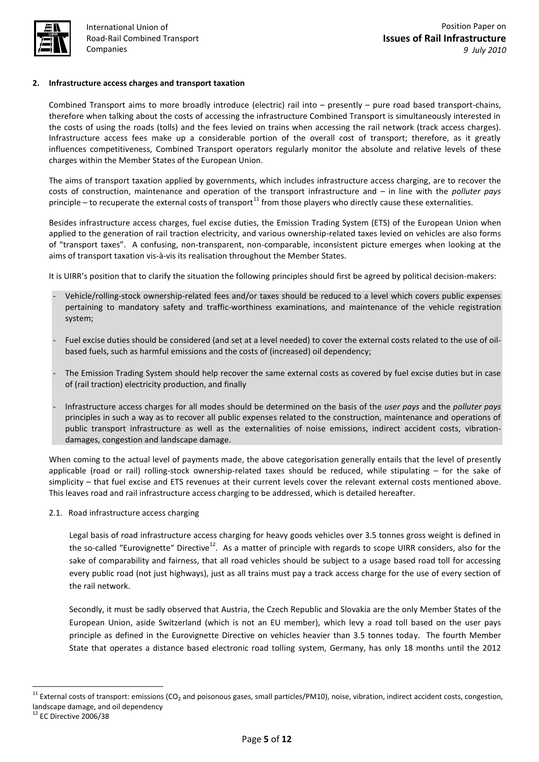## 2. Infrastructure access charges and transport taxation

Combined Transport aims to more broadly introduce (electric) rail into – presently – pure road based transport-chains, therefore when talking about the costs of accessing the infrastructure Combined Transport is simultaneously interested in the costs of using the roads (tolls) and the fees levied on trains when accessing the rail network (track access charges). Infrastructure access fees make up a considerable portion of the overall cost of transport; therefore, as it greatly influences competitiveness, Combined Transport operators regularly monitor the absolute and relative levels of these charges within the Member States of the European Union.

The aims of transport taxation applied by governments, which includes infrastructure access charging, are to recover the costs of construction, maintenance and operation of the transport infrastructure and – in line with the *polluter pays* principle – to recuperate the external costs of transport[11] from those players who directly cause these externalities.

Besides infrastructure access charges, fuel excise duties, the Emission Trading System (ETS) of the European Union when applied to the generation of rail traction electricity, and various ownership-related taxes levied on vehicles are also forms of "transport taxes". A confusing, non-transparent, non-comparable, inconsistent picture emerges when looking at the aims of transport taxation vis-à-vis its realisation throughout the Member States.

It is UIRR's position that to clarify the situation the following principles should first be agreed by political decision-makers:

- Vehicle/rolling-stock ownership-related fees and/or taxes should be reduced to a level which covers public expenses pertaining to mandatory safety and traffic-worthiness examinations, and maintenance of the vehicle registration system;
- Fuel excise duties should be considered (and set at a level needed) to cover the external costs related to the use of oil-based fuels, such as harmful emissions and the costs of (increased) oil dependency;
- The Emission Trading System should help recover the same external costs as covered by fuel excise duties but in case of (rail traction) electricity production, and finally
- Infrastructure access charges for all modes should be determined on the basis of the *user pays* and the *polluter pays* principles in such a way as to recover all public expenses related to the construction, maintenance and operations of public transport infrastructure as well as the externalities of noise emissions, indirect accident costs, vibration-damages, congestion and landscape damage.

When coming to the actual level of payments made, the above categorisation generally entails that the level of presently applicable (road or rail) rolling-stock ownership-related taxes should be reduced, while stipulating – for the sake of simplicity – that fuel excise and ETS revenues at their current levels cover the relevant external costs mentioned above. This leaves road and rail infrastructure access charging to be addressed, which is detailed hereafter.

### 2.1. Road infrastructure access charging

Legal basis of road infrastructure access charging for heavy goods vehicles over 3.5 tonnes gross weight is defined in the so-called "Eurovignette" Directive[12]. As a matter of principle with regards to scope UIRR considers, also for the sake of comparability and fairness, that all road vehicles should be subject to a usage based road toll for accessing every public road (not just highways), just as all trains must pay a track access charge for the use of every section of the rail network.

Secondly, it must be sadly observed that Austria, the Czech Republic and Slovakia are the only Member States of the European Union, aside Switzerland (which is not an EU member), which levy a road toll based on the user pays principle as defined in the Eurovignette Directive on vehicles heavier than 3.5 tonnes today. The fourth Member State that operates a distance based electronic road tolling system, Germany, has only 18 months until the 2012

---

[11] External costs of transport: emissions ($CO_2$ and poisonous gases, small particles/PM10), noise, vibration, indirect accident costs, congestion, landscape damage, and oil dependency

[12] EC Directive 2006/38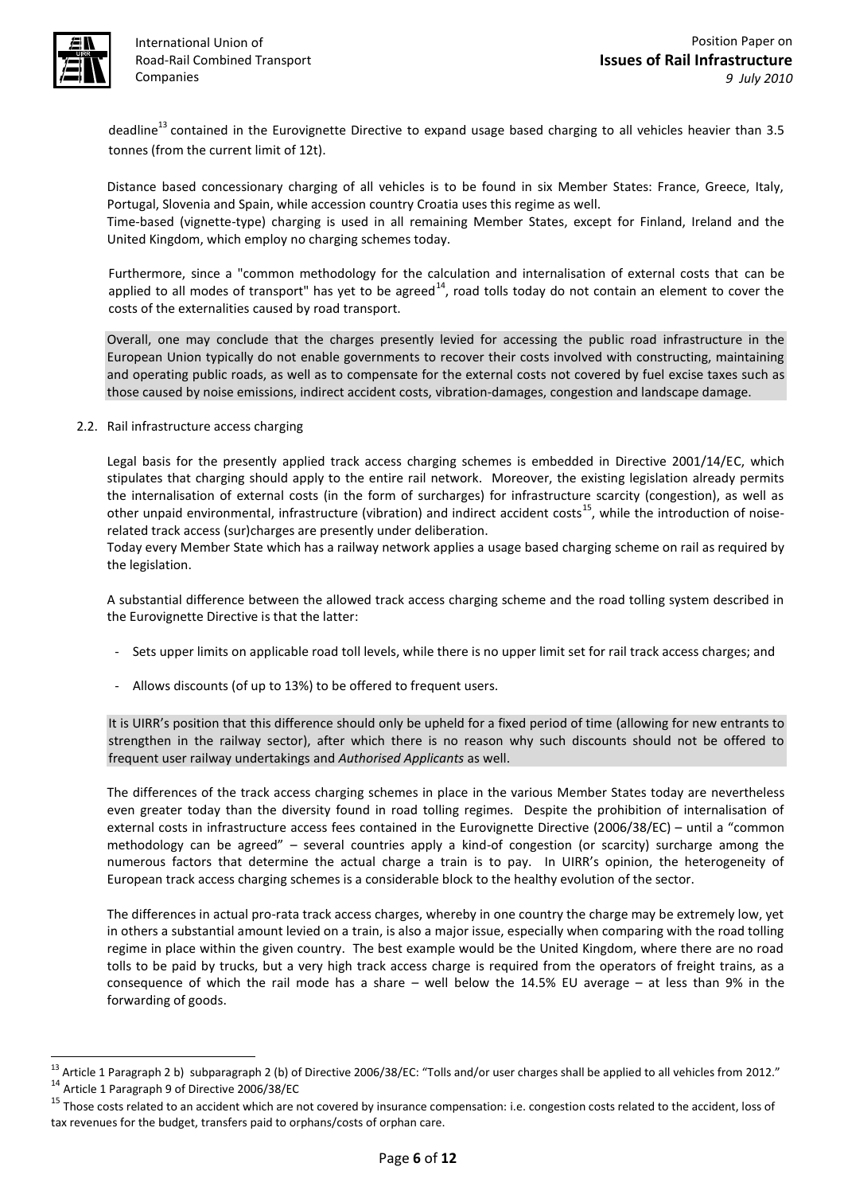deadline[13] contained in the Eurovignette Directive to expand usage based charging to all vehicles heavier than 3.5 tonnes (from the current limit of 12t).

Distance based concessionary charging of all vehicles is to be found in six Member States: France, Greece, Italy, Portugal, Slovenia and Spain, while accession country Croatia uses this regime as well.
Time-based (vignette-type) charging is used in all remaining Member States, except for Finland, Ireland and the United Kingdom, which employ no charging schemes today.

Furthermore, since a "common methodology for the calculation and internalisation of external costs that can be applied to all modes of transport" has yet to be agreed[14], road tolls today do not contain an element to cover the costs of the externalities caused by road transport.

Overall, one may conclude that the charges presently levied for accessing the public road infrastructure in the European Union typically do not enable governments to recover their costs involved with constructing, maintaining and operating public roads, as well as to compensate for the external costs not covered by fuel excise taxes such as those caused by noise emissions, indirect accident costs, vibration-damages, congestion and landscape damage.

2.2. Rail infrastructure access charging

Legal basis for the presently applied track access charging schemes is embedded in Directive 2001/14/EC, which stipulates that charging should apply to the entire rail network. Moreover, the existing legislation already permits the internalisation of external costs (in the form of surcharges) for infrastructure scarcity (congestion), as well as other unpaid environmental, infrastructure (vibration) and indirect accident costs[15], while the introduction of noise-related track access (sur)charges are presently under deliberation.
Today every Member State which has a railway network applies a usage based charging scheme on rail as required by the legislation.

A substantial difference between the allowed track access charging scheme and the road tolling system described in the Eurovignette Directive is that the latter:

- Sets upper limits on applicable road toll levels, while there is no upper limit set for rail track access charges; and
- Allows discounts (of up to 13%) to be offered to frequent users.

It is UIRR's position that this difference should only be upheld for a fixed period of time (allowing for new entrants to strengthen in the railway sector), after which there is no reason why such discounts should not be offered to frequent user railway undertakings and *Authorised Applicants* as well.

The differences of the track access charging schemes in place in the various Member States today are nevertheless even greater today than the diversity found in road tolling regimes. Despite the prohibition of internalisation of external costs in infrastructure access fees contained in the Eurovignette Directive (2006/38/EC) – until a "common methodology can be agreed" – several countries apply a kind-of congestion (or scarcity) surcharge among the numerous factors that determine the actual charge a train is to pay. In UIRR's opinion, the heterogeneity of European track access charging schemes is a considerable block to the healthy evolution of the sector.

The differences in actual pro-rata track access charges, whereby in one country the charge may be extremely low, yet in others a substantial amount levied on a train, is also a major issue, especially when comparing with the road tolling regime in place within the given country. The best example would be the United Kingdom, where there are no road tolls to be paid by trucks, but a very high track access charge is required from the operators of freight trains, as a consequence of which the rail mode has a share – well below the 14.5% EU average – at less than 9% in the forwarding of goods.

---

[13] Article 1 Paragraph 2 b) subparagraph 2 (b) of Directive 2006/38/EC: "Tolls and/or user charges shall be applied to all vehicles from 2012."

[14] Article 1 Paragraph 9 of Directive 2006/38/EC

[15] Those costs related to an accident which are not covered by insurance compensation: i.e. congestion costs related to the accident, loss of tax revenues for the budget, transfers paid to orphans/costs of orphan care.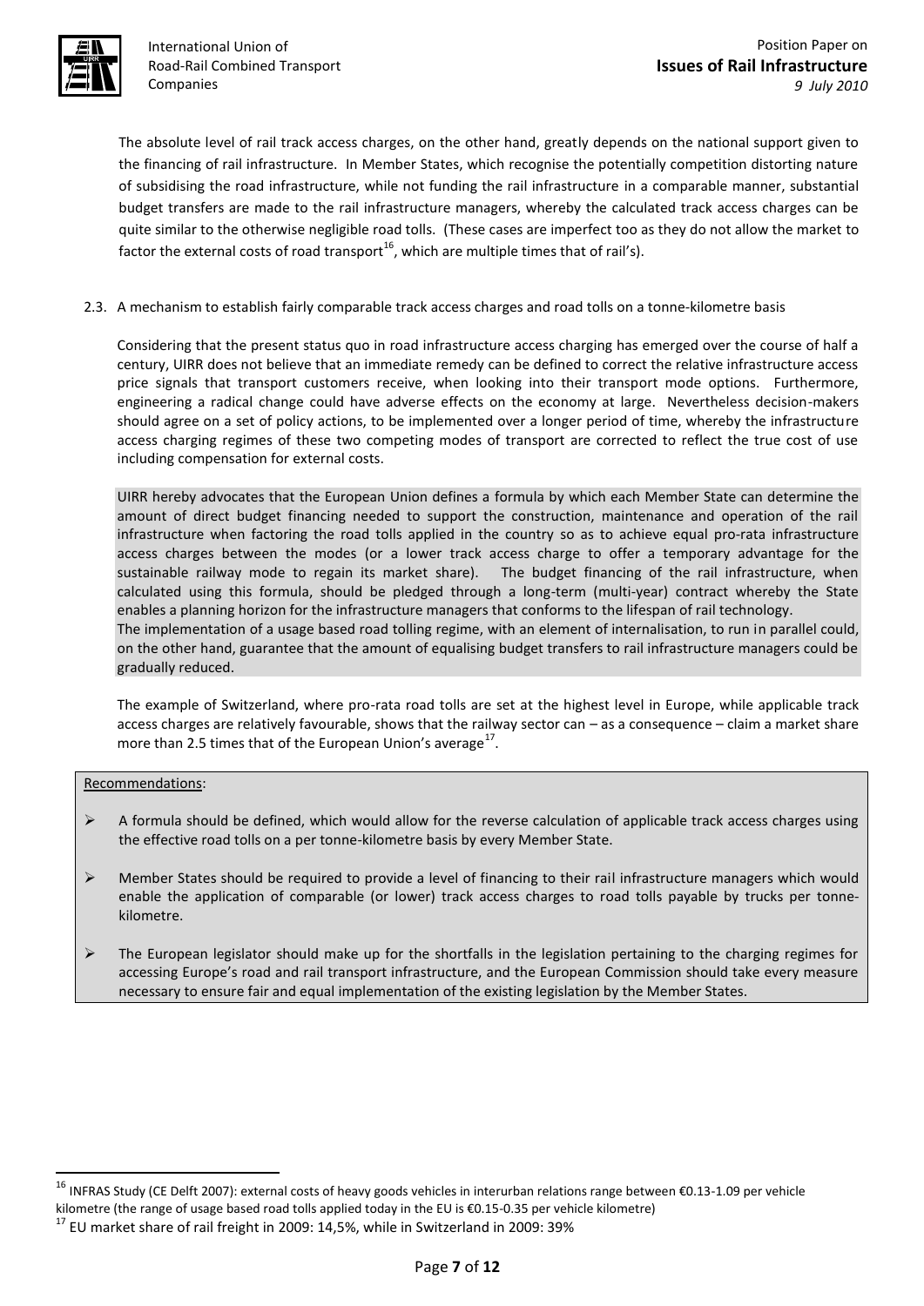The absolute level of rail track access charges, on the other hand, greatly depends on the national support given to the financing of rail infrastructure. In Member States, which recognise the potentially competition distorting nature of subsidising the road infrastructure, while not funding the rail infrastructure in a comparable manner, substantial budget transfers are made to the rail infrastructure managers, whereby the calculated track access charges can be quite similar to the otherwise negligible road tolls. (These cases are imperfect too as they do not allow the market to factor the external costs of road transport[16], which are multiple times that of rail's).

### 2.3. A mechanism to establish fairly comparable track access charges and road tolls on a tonne-kilometre basis

Considering that the present status quo in road infrastructure access charging has emerged over the course of half a century, UIRR does not believe that an immediate remedy can be defined to correct the relative infrastructure access price signals that transport customers receive, when looking into their transport mode options. Furthermore, engineering a radical change could have adverse effects on the economy at large. Nevertheless decision-makers should agree on a set of policy actions, to be implemented over a longer period of time, whereby the infrastructure access charging regimes of these two competing modes of transport are corrected to reflect the true cost of use including compensation for external costs.

UIRR hereby advocates that the European Union defines a formula by which each Member State can determine the amount of direct budget financing needed to support the construction, maintenance and operation of the rail infrastructure when factoring the road tolls applied in the country so as to achieve equal pro-rata infrastructure access charges between the modes (or a lower track access charge to offer a temporary advantage for the sustainable railway mode to regain its market share). The budget financing of the rail infrastructure, when calculated using this formula, should be pledged through a long-term (multi-year) contract whereby the State enables a planning horizon for the infrastructure managers that conforms to the lifespan of rail technology.
The implementation of a usage based road tolling regime, with an element of internalisation, to run in parallel could, on the other hand, guarantee that the amount of equalising budget transfers to rail infrastructure managers could be gradually reduced.

The example of Switzerland, where pro-rata road tolls are set at the highest level in Europe, while applicable track access charges are relatively favourable, shows that the railway sector can – as a consequence – claim a market share more than 2.5 times that of the European Union's average[17].

Recommendations:

- A formula should be defined, which would allow for the reverse calculation of applicable track access charges using the effective road tolls on a per tonne-kilometre basis by every Member State.
- Member States should be required to provide a level of financing to their rail infrastructure managers which would enable the application of comparable (or lower) track access charges to road tolls payable by trucks per tonne-kilometre.
- The European legislator should make up for the shortfalls in the legislation pertaining to the charging regimes for accessing Europe's road and rail transport infrastructure, and the European Commission should take every measure necessary to ensure fair and equal implementation of the existing legislation by the Member States.

[16] INFRAS Study (CE Delft 2007): external costs of heavy goods vehicles in interurban relations range between €0.13-1.09 per vehicle kilometre (the range of usage based road tolls applied today in the EU is €0.15-0.35 per vehicle kilometre)

[17] EU market share of rail freight in 2009: 14,5%, while in Switzerland in 2009: 39%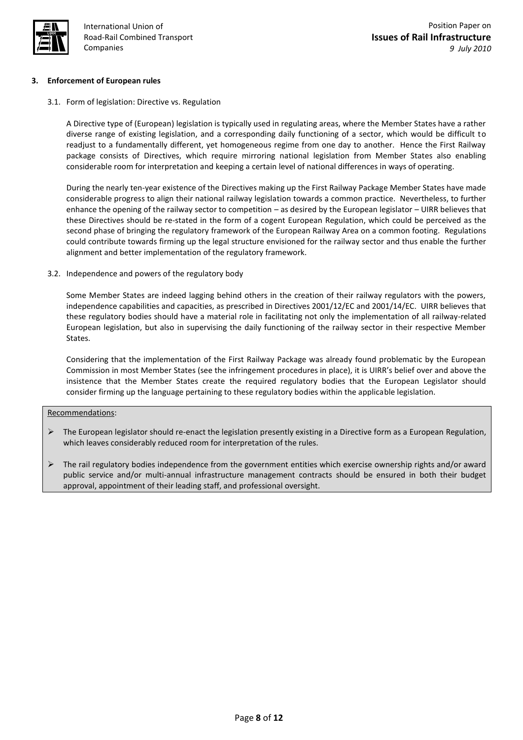## 3. Enforcement of European rules

### 3.1. Form of legislation: Directive vs. Regulation

A Directive type of (European) legislation is typically used in regulating areas, where the Member States have a rather diverse range of existing legislation, and a corresponding daily functioning of a sector, which would be difficult to readjust to a fundamentally different, yet homogeneous regime from one day to another. Hence the First Railway package consists of Directives, which require mirroring national legislation from Member States also enabling considerable room for interpretation and keeping a certain level of national differences in ways of operating.

During the nearly ten-year existence of the Directives making up the First Railway Package Member States have made considerable progress to align their national railway legislation towards a common practice. Nevertheless, to further enhance the opening of the railway sector to competition – as desired by the European legislator – UIRR believes that these Directives should be re-stated in the form of a cogent European Regulation, which could be perceived as the second phase of bringing the regulatory framework of the European Railway Area on a common footing. Regulations could contribute towards firming up the legal structure envisioned for the railway sector and thus enable the further alignment and better implementation of the regulatory framework.

### 3.2. Independence and powers of the regulatory body

Some Member States are indeed lagging behind others in the creation of their railway regulators with the powers, independence capabilities and capacities, as prescribed in Directives 2001/12/EC and 2001/14/EC. UIRR believes that these regulatory bodies should have a material role in facilitating not only the implementation of all railway-related European legislation, but also in supervising the daily functioning of the railway sector in their respective Member States.

Considering that the implementation of the First Railway Package was already found problematic by the European Commission in most Member States (see the infringement procedures in place), it is UIRR's belief over and above the insistence that the Member States create the required regulatory bodies that the European Legislator should consider firming up the language pertaining to these regulatory bodies within the applicable legislation.

Recommendations:

- The European legislator should re-enact the legislation presently existing in a Directive form as a European Regulation, which leaves considerably reduced room for interpretation of the rules.
- The rail regulatory bodies independence from the government entities which exercise ownership rights and/or award public service and/or multi-annual infrastructure management contracts should be ensured in both their budget approval, appointment of their leading staff, and professional oversight.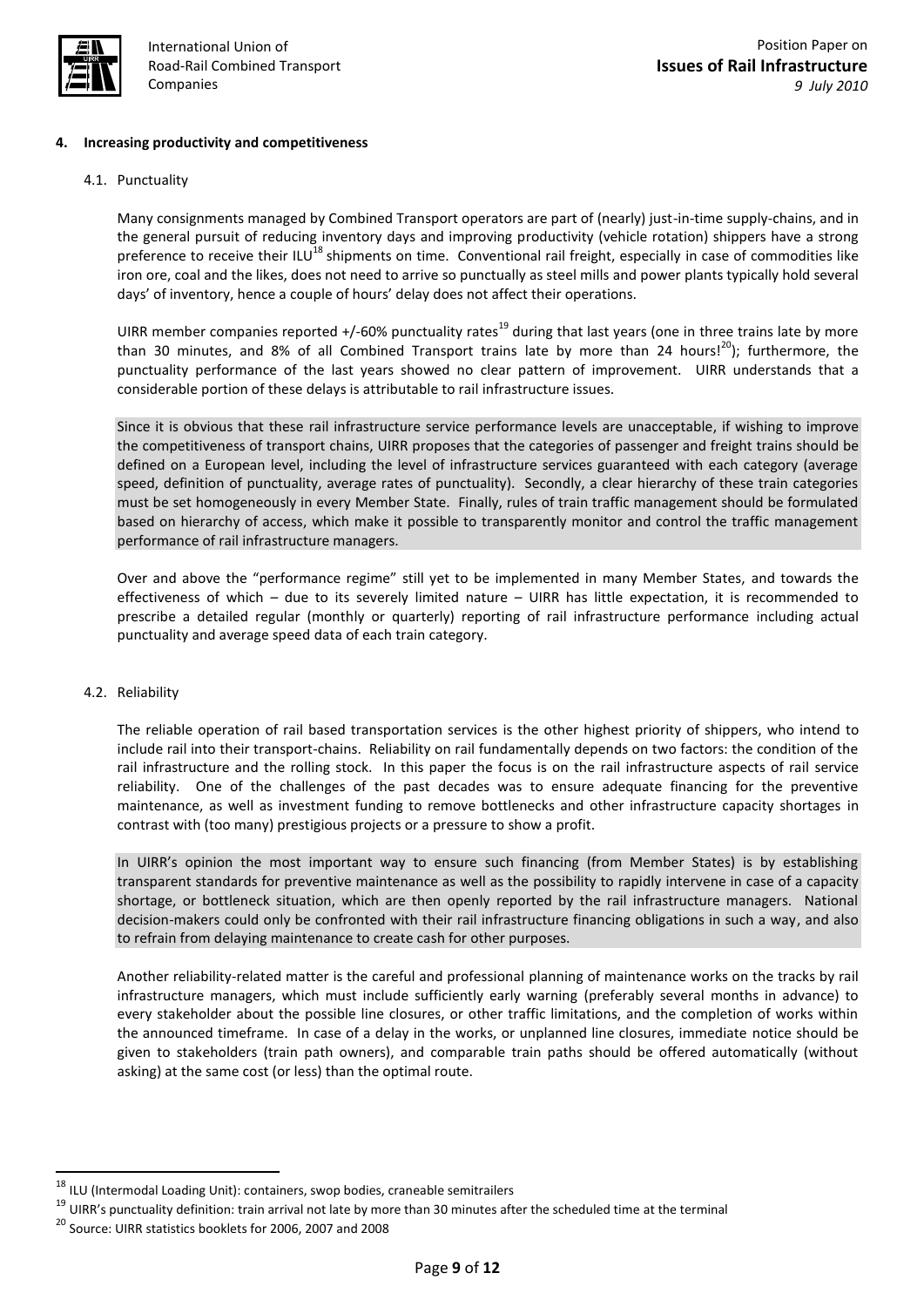## 4. Increasing productivity and competitiveness

### 4.1. Punctuality

Many consignments managed by Combined Transport operators are part of (nearly) just-in-time supply-chains, and in the general pursuit of reducing inventory days and improving productivity (vehicle rotation) shippers have a strong preference to receive their ILU[18] shipments on time. Conventional rail freight, especially in case of commodities like iron ore, coal and the likes, does not need to arrive so punctually as steel mills and power plants typically hold several days' of inventory, hence a couple of hours' delay does not affect their operations.

UIRR member companies reported +/-60% punctuality rates[19] during that last years (one in three trains late by more than 30 minutes, and 8% of all Combined Transport trains late by more than 24 hours![20]); furthermore, the punctuality performance of the last years showed no clear pattern of improvement. UIRR understands that a considerable portion of these delays is attributable to rail infrastructure issues.

Since it is obvious that these rail infrastructure service performance levels are unacceptable, if wishing to improve the competitiveness of transport chains, UIRR proposes that the categories of passenger and freight trains should be defined on a European level, including the level of infrastructure services guaranteed with each category (average speed, definition of punctuality, average rates of punctuality). Secondly, a clear hierarchy of these train categories must be set homogeneously in every Member State. Finally, rules of train traffic management should be formulated based on hierarchy of access, which make it possible to transparently monitor and control the traffic management performance of rail infrastructure managers.

Over and above the "performance regime" still yet to be implemented in many Member States, and towards the effectiveness of which – due to its severely limited nature – UIRR has little expectation, it is recommended to prescribe a detailed regular (monthly or quarterly) reporting of rail infrastructure performance including actual punctuality and average speed data of each train category.

### 4.2. Reliability

The reliable operation of rail based transportation services is the other highest priority of shippers, who intend to include rail into their transport-chains. Reliability on rail fundamentally depends on two factors: the condition of the rail infrastructure and the rolling stock. In this paper the focus is on the rail infrastructure aspects of rail service reliability. One of the challenges of the past decades was to ensure adequate financing for the preventive maintenance, as well as investment funding to remove bottlenecks and other infrastructure capacity shortages in contrast with (too many) prestigious projects or a pressure to show a profit.

In UIRR's opinion the most important way to ensure such financing (from Member States) is by establishing transparent standards for preventive maintenance as well as the possibility to rapidly intervene in case of a capacity shortage, or bottleneck situation, which are then openly reported by the rail infrastructure managers. National decision-makers could only be confronted with their rail infrastructure financing obligations in such a way, and also to refrain from delaying maintenance to create cash for other purposes.

Another reliability-related matter is the careful and professional planning of maintenance works on the tracks by rail infrastructure managers, which must include sufficiently early warning (preferably several months in advance) to every stakeholder about the possible line closures, or other traffic limitations, and the completion of works within the announced timeframe. In case of a delay in the works, or unplanned line closures, immediate notice should be given to stakeholders (train path owners), and comparable train paths should be offered automatically (without asking) at the same cost (or less) than the optimal route.

---

[18] ILU (Intermodal Loading Unit): containers, swop bodies, craneable semitrailers

[19] UIRR's punctuality definition: train arrival not late by more than 30 minutes after the scheduled time at the terminal

[20] Source: UIRR statistics booklets for 2006, 2007 and 2008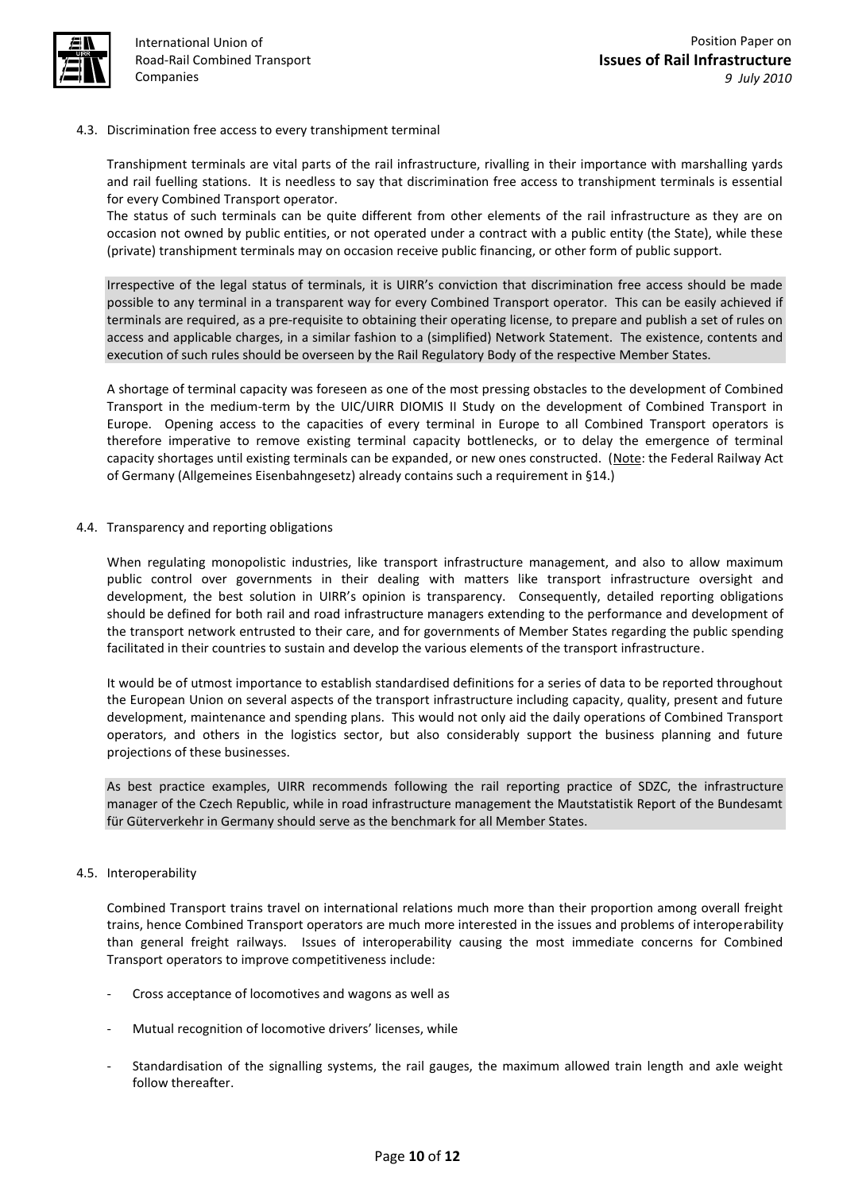### 4.3. Discrimination free access to every transhipment terminal

Transhipment terminals are vital parts of the rail infrastructure, rivalling in their importance with marshalling yards and rail fuelling stations. It is needless to say that discrimination free access to transhipment terminals is essential for every Combined Transport operator.

The status of such terminals can be quite different from other elements of the rail infrastructure as they are on occasion not owned by public entities, or not operated under a contract with a public entity (the State), while these (private) transhipment terminals may on occasion receive public financing, or other form of public support.

Irrespective of the legal status of terminals, it is UIRR's conviction that discrimination free access should be made possible to any terminal in a transparent way for every Combined Transport operator. This can be easily achieved if terminals are required, as a pre-requisite to obtaining their operating license, to prepare and publish a set of rules on access and applicable charges, in a similar fashion to a (simplified) Network Statement. The existence, contents and execution of such rules should be overseen by the Rail Regulatory Body of the respective Member States.

A shortage of terminal capacity was foreseen as one of the most pressing obstacles to the development of Combined Transport in the medium-term by the UIC/UIRR DIOMIS II Study on the development of Combined Transport in Europe. Opening access to the capacities of every terminal in Europe to all Combined Transport operators is therefore imperative to remove existing terminal capacity bottlenecks, or to delay the emergence of terminal capacity shortages until existing terminals can be expanded, or new ones constructed. (Note: the Federal Railway Act of Germany (Allgemeines Eisenbahngesetz) already contains such a requirement in §14.)

### 4.4. Transparency and reporting obligations

When regulating monopolistic industries, like transport infrastructure management, and also to allow maximum public control over governments in their dealing with matters like transport infrastructure oversight and development, the best solution in UIRR's opinion is transparency. Consequently, detailed reporting obligations should be defined for both rail and road infrastructure managers extending to the performance and development of the transport network entrusted to their care, and for governments of Member States regarding the public spending facilitated in their countries to sustain and develop the various elements of the transport infrastructure.

It would be of utmost importance to establish standardised definitions for a series of data to be reported throughout the European Union on several aspects of the transport infrastructure including capacity, quality, present and future development, maintenance and spending plans. This would not only aid the daily operations of Combined Transport operators, and others in the logistics sector, but also considerably support the business planning and future projections of these businesses.

As best practice examples, UIRR recommends following the rail reporting practice of SDZC, the infrastructure manager of the Czech Republic, while in road infrastructure management the Mautstatistik Report of the Bundesamt für Güterverkehr in Germany should serve as the benchmark for all Member States.

### 4.5. Interoperability

Combined Transport trains travel on international relations much more than their proportion among overall freight trains, hence Combined Transport operators are much more interested in the issues and problems of interoperability than general freight railways. Issues of interoperability causing the most immediate concerns for Combined Transport operators to improve competitiveness include:

- Cross acceptance of locomotives and wagons as well as
- Mutual recognition of locomotive drivers' licenses, while
- Standardisation of the signalling systems, the rail gauges, the maximum allowed train length and axle weight follow thereafter.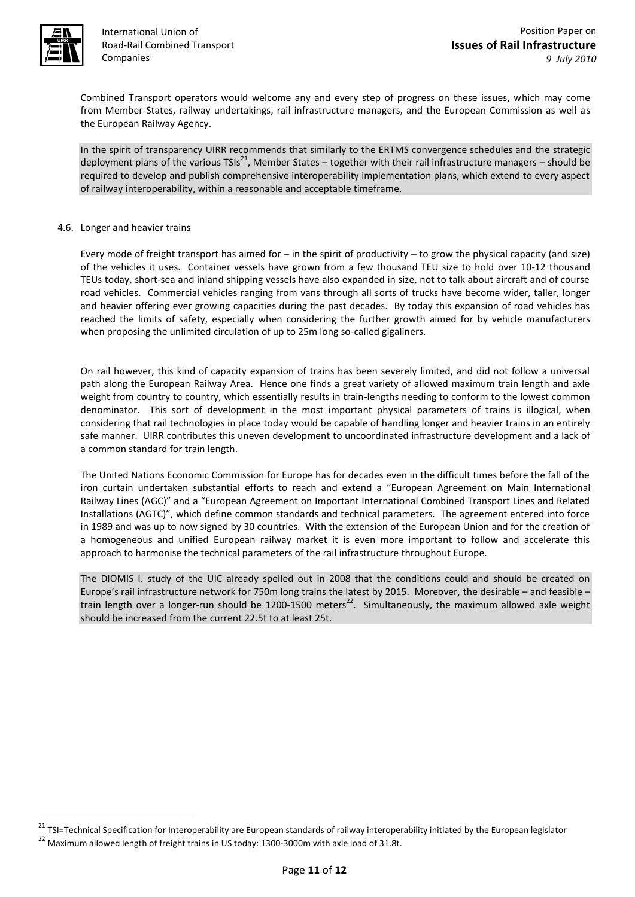Combined Transport operators would welcome any and every step of progress on these issues, which may come from Member States, railway undertakings, rail infrastructure managers, and the European Commission as well as the European Railway Agency.

In the spirit of transparency UIRR recommends that similarly to the ERTMS convergence schedules and the strategic deployment plans of the various TSIs[21], Member States – together with their rail infrastructure managers – should be required to develop and publish comprehensive interoperability implementation plans, which extend to every aspect of railway interoperability, within a reasonable and acceptable timeframe.

### 4.6. Longer and heavier trains

Every mode of freight transport has aimed for – in the spirit of productivity – to grow the physical capacity (and size) of the vehicles it uses. Container vessels have grown from a few thousand TEU size to hold over 10-12 thousand TEUs today, short-sea and inland shipping vessels have also expanded in size, not to talk about aircraft and of course road vehicles. Commercial vehicles ranging from vans through all sorts of trucks have become wider, taller, longer and heavier offering ever growing capacities during the past decades. By today this expansion of road vehicles has reached the limits of safety, especially when considering the further growth aimed for by vehicle manufacturers when proposing the unlimited circulation of up to 25m long so-called gigaliners.

On rail however, this kind of capacity expansion of trains has been severely limited, and did not follow a universal path along the European Railway Area. Hence one finds a great variety of allowed maximum train length and axle weight from country to country, which essentially results in train-lengths needing to conform to the lowest common denominator. This sort of development in the most important physical parameters of trains is illogical, when considering that rail technologies in place today would be capable of handling longer and heavier trains in an entirely safe manner. UIRR contributes this uneven development to uncoordinated infrastructure development and a lack of a common standard for train length.

The United Nations Economic Commission for Europe has for decades even in the difficult times before the fall of the iron curtain undertaken substantial efforts to reach and extend a "European Agreement on Main International Railway Lines (AGC)" and a "European Agreement on Important International Combined Transport Lines and Related Installations (AGTC)", which define common standards and technical parameters. The agreement entered into force in 1989 and was up to now signed by 30 countries. With the extension of the European Union and for the creation of a homogeneous and unified European railway market it is even more important to follow and accelerate this approach to harmonise the technical parameters of the rail infrastructure throughout Europe.

The DIOMIS I. study of the UIC already spelled out in 2008 that the conditions could and should be created on Europe's rail infrastructure network for 750m long trains the latest by 2015. Moreover, the desirable – and feasible – train length over a longer-run should be 1200-1500 meters[22]. Simultaneously, the maximum allowed axle weight should be increased from the current 22.5t to at least 25t.

---

[21] TSI=Technical Specification for Interoperability are European standards of railway interoperability initiated by the European legislator

[22] Maximum allowed length of freight trains in US today: 1300-3000m with axle load of 31.8t.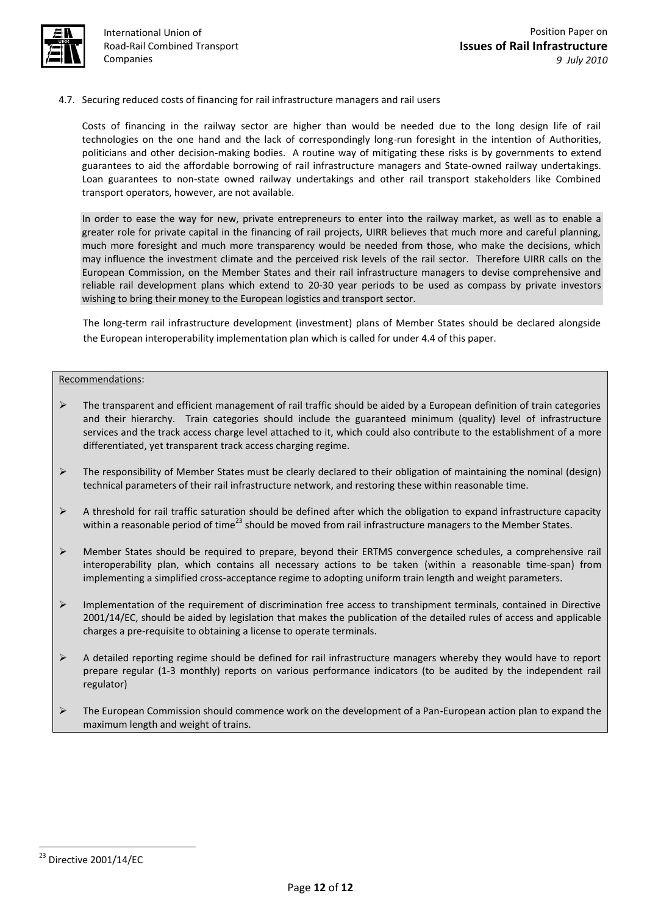4.7. Securing reduced costs of financing for rail infrastructure managers and rail users

Costs of financing in the railway sector are higher than would be needed due to the long design life of rail technologies on the one hand and the lack of correspondingly long-run foresight in the intention of Authorities, politicians and other decision-making bodies. A routine way of mitigating these risks is by governments to extend guarantees to aid the affordable borrowing of rail infrastructure managers and State-owned railway undertakings. Loan guarantees to non-state owned railway undertakings and other rail transport stakeholders like Combined transport operators, however, are not available.

In order to ease the way for new, private entrepreneurs to enter into the railway market, as well as to enable a greater role for private capital in the financing of rail projects, UIRR believes that much more and careful planning, much more foresight and much more transparency would be needed from those, who make the decisions, which may influence the investment climate and the perceived risk levels of the rail sector. Therefore UIRR calls on the European Commission, on the Member States and their rail infrastructure managers to devise comprehensive and reliable rail development plans which extend to 20-30 year periods to be used as compass by private investors wishing to bring their money to the European logistics and transport sector.

The long-term rail infrastructure development (investment) plans of Member States should be declared alongside the European interoperability implementation plan which is called for under 4.4 of this paper.

Recommendations:

- The transparent and efficient management of rail traffic should be aided by a European definition of train categories and their hierarchy. Train categories should include the guaranteed minimum (quality) level of infrastructure services and the track access charge level attached to it, which could also contribute to the establishment of a more differentiated, yet transparent track access charging regime.
- The responsibility of Member States must be clearly declared to their obligation of maintaining the nominal (design) technical parameters of their rail infrastructure network, and restoring these within reasonable time.
- A threshold for rail traffic saturation should be defined after which the obligation to expand infrastructure capacity within a reasonable period of time[23] should be moved from rail infrastructure managers to the Member States.
- Member States should be required to prepare, beyond their ERTMS convergence schedules, a comprehensive rail interoperability plan, which contains all necessary actions to be taken (within a reasonable time-span) from implementing a simplified cross-acceptance regime to adopting uniform train length and weight parameters.
- Implementation of the requirement of discrimination free access to transhipment terminals, contained in Directive 2001/14/EC, should be aided by legislation that makes the publication of the detailed rules of access and applicable charges a pre-requisite to obtaining a license to operate terminals.
- A detailed reporting regime should be defined for rail infrastructure managers whereby they would have to report prepare regular (1-3 monthly) reports on various performance indicators (to be audited by the independent rail regulator)
- The European Commission should commence work on the development of a Pan-European action plan to expand the maximum length and weight of trains.

[23] Directive 2001/14/EC